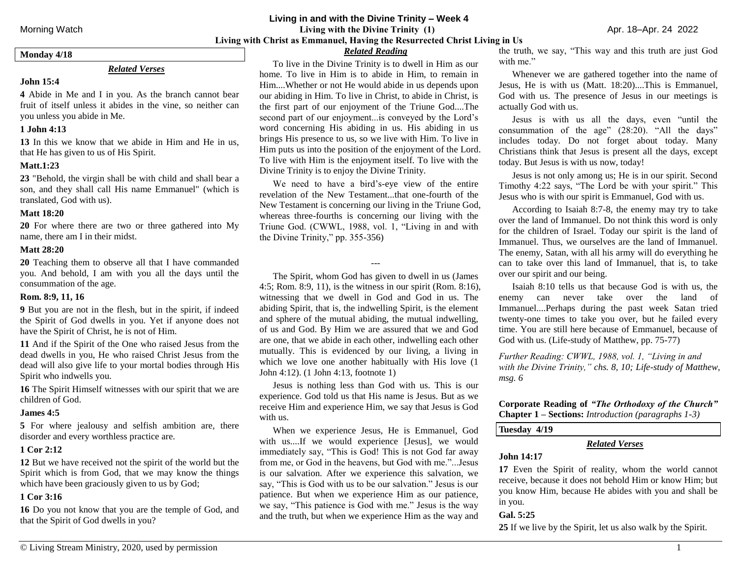# Living in and with the Divine Trinity – Week 4

## Living with the Divine Trinity (1)

### Living with Christ as Emmanuel, Having the Resurrected Christ Living in Us

Morning Watch — Apr. 18–Apr. 24 2022

**Monday 4/18**

*Related Verses*

**John 15:4**

**4** Abide in Me and I in you. As the branch cannot bear fruit of itself unless it abides in the vine, so neither can you unless you abide in Me.

**1 John 4:13**

**13** In this we know that we abide in Him and He in us, that He has given to us of His Spirit.

**Matt.1:23**

**23** "Behold, the virgin shall be with child and shall bear a son, and they shall call His name Emmanuel" (which is translated, God with us).

**Matt 18:20**

**20** For where there are two or three gathered into My name, there am I in their midst.

**Matt 28:20**

**20** Teaching them to observe all that I have commanded you. And behold, I am with you all the days until the consummation of the age.

**Rom. 8:9, 11, 16**

**9** But you are not in the flesh, but in the spirit, if indeed the Spirit of God dwells in you. Yet if anyone does not have the Spirit of Christ, he is not of Him.

**11** And if the Spirit of the One who raised Jesus from the dead dwells in you, He who raised Christ Jesus from the dead will also give life to your mortal bodies through His Spirit who indwells you.

**16** The Spirit Himself witnesses with our spirit that we are children of God.

**James 4:5**

**5** For where jealousy and selfish ambition are, there disorder and every worthless practice are.

**1 Cor 2:12**

**12** But we have received not the spirit of the world but the Spirit which is from God, that we may know the things which have been graciously given to us by God;

**1 Cor 3:16**

**16** Do you not know that you are the temple of God, and that the Spirit of God dwells in you?

*Related Reading*

To live in the Divine Trinity is to dwell in Him as our home. To live in Him is to abide in Him, to remain in Him....Whether or not He would abide in us depends upon our abiding in Him. To live in Christ, to abide in Christ, is the first part of our enjoyment of the Triune God....The second part of our enjoyment...is conveyed by the Lord's word concerning His abiding in us. His abiding in us brings His presence to us, so we live with Him. To live in Him puts us into the position of the enjoyment of the Lord. To live with Him is the enjoyment itself. To live with the Divine Trinity is to enjoy the Divine Trinity.

We need to have a bird's-eye view of the entire revelation of the New Testament...that one-fourth of the New Testament is concerning our living in the Triune God, whereas three-fourths is concerning our living with the Triune God. (CWWL, 1988, vol. 1, "Living in and with the Divine Trinity," pp. 355-356)

---

The Spirit, whom God has given to dwell in us (James 4:5; Rom. 8:9, 11), is the witness in our spirit (Rom. 8:16), witnessing that we dwell in God and God in us. The abiding Spirit, that is, the indwelling Spirit, is the element and sphere of the mutual abiding, the mutual indwelling, of us and God. By Him we are assured that we and God are one, that we abide in each other, indwelling each other mutually. This is evidenced by our living, a living in which we love one another habitually with His love (1 John 4:12). (1 John 4:13, footnote 1)

Jesus is nothing less than God with us. This is our experience. God told us that His name is Jesus. But as we receive Him and experience Him, we say that Jesus is God with us.

When we experience Jesus, He is Emmanuel, God with us....If we would experience [Jesus], we would immediately say, "This is God! This is not God far away from me, or God in the heavens, but God with me."...Jesus is our salvation. After we experience this salvation, we say, "This is God with us to be our salvation." Jesus is our patience. But when we experience Him as our patience, we say, "This patience is God with me." Jesus is the way and the truth, but when we experience Him as the way and the truth, we say, "This way and this truth are just God with me."

Whenever we are gathered together into the name of Jesus, He is with us (Matt. 18:20)....This is Emmanuel, God with us. The presence of Jesus in our meetings is actually God with us.

Jesus is with us all the days, even "until the consummation of the age" (28:20). "All the days" includes today. Do not forget about today. Many Christians think that Jesus is present all the days, except today. But Jesus is with us now, today!

Jesus is not only among us; He is in our spirit. Second Timothy 4:22 says, "The Lord be with your spirit." This Jesus who is with our spirit is Emmanuel, God with us.

According to Isaiah 8:7-8, the enemy may try to take over the land of Immanuel. Do not think this word is only for the children of Israel. Today our spirit is the land of Immanuel. Thus, we ourselves are the land of Immanuel. The enemy, Satan, with all his army will do everything he can to take over this land of Immanuel, that is, to take over our spirit and our being.

Isaiah 8:10 tells us that because God is with us, the enemy can never take over the land of Immanuel....Perhaps during the past week Satan tried twenty-one times to take you over, but he failed every time. You are still here because of Emmanuel, because of God with us. (Life-study of Matthew, pp. 75-77)

*Further Reading: CWWL, 1988, vol. 1, "Living in and with the Divine Trinity," chs. 8, 10; Life-study of Matthew, msg. 6*

**Corporate Reading of *"The Orthodoxy of the Church"***
**Chapter 1 – Sections:** *Introduction (paragraphs 1-3)*

**Tuesday 4/19**

*Related Verses*

**John 14:17**

**17** Even the Spirit of reality, whom the world cannot receive, because it does not behold Him or know Him; but you know Him, because He abides with you and shall be in you.

**Gal. 5:25**

**25** If we live by the Spirit, let us also walk by the Spirit.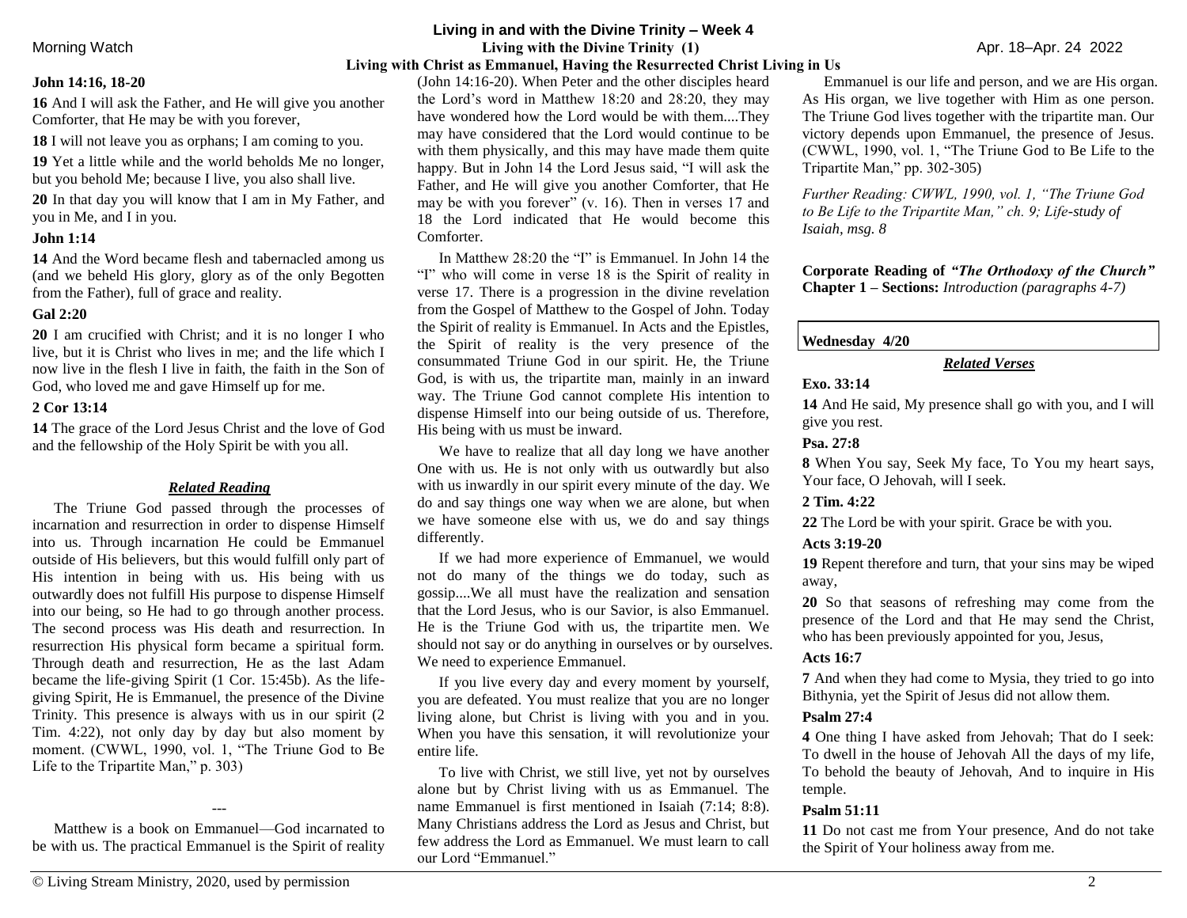**John 14:16, 18-20**

**16** And I will ask the Father, and He will give you another Comforter, that He may be with you forever,

**18** I will not leave you as orphans; I am coming to you.

**19** Yet a little while and the world beholds Me no longer, but you behold Me; because I live, you also shall live.

**20** In that day you will know that I am in My Father, and you in Me, and I in you.

**John 1:14**

**14** And the Word became flesh and tabernacled among us (and we beheld His glory, glory as of the only Begotten from the Father), full of grace and reality.

**Gal 2:20**

**20** I am crucified with Christ; and it is no longer I who live, but it is Christ who lives in me; and the life which I now live in the flesh I live in faith, the faith in the Son of God, who loved me and gave Himself up for me.

**2 Cor 13:14**

**14** The grace of the Lord Jesus Christ and the love of God and the fellowship of the Holy Spirit be with you all.

***Related Reading***

The Triune God passed through the processes of incarnation and resurrection in order to dispense Himself into us. Through incarnation He could be Emmanuel outside of His believers, but this would fulfill only part of His intention in being with us. His being with us outwardly does not fulfill His purpose to dispense Himself into our being, so He had to go through another process. The second process was His death and resurrection. In resurrection His physical form became a spiritual form. Through death and resurrection, He as the last Adam became the life-giving Spirit (1 Cor. 15:45b). As the life-giving Spirit, He is Emmanuel, the presence of the Divine Trinity. This presence is always with us in our spirit (2 Tim. 4:22), not only day by day but also moment by moment. (CWWL, 1990, vol. 1, "The Triune God to Be Life to the Tripartite Man," p. 303)

---

Matthew is a book on Emmanuel—God incarnated to be with us. The practical Emmanuel is the Spirit of reality (John 14:16-20). When Peter and the other disciples heard the Lord's word in Matthew 18:20 and 28:20, they may have wondered how the Lord would be with them....They may have considered that the Lord would continue to be with them physically, and this may have made them quite happy. But in John 14 the Lord Jesus said, "I will ask the Father, and He will give you another Comforter, that He may be with you forever" (v. 16). Then in verses 17 and 18 the Lord indicated that He would become this Comforter.

In Matthew 28:20 the "I" is Emmanuel. In John 14 the "I" who will come in verse 18 is the Spirit of reality in verse 17. There is a progression in the divine revelation from the Gospel of Matthew to the Gospel of John. Today the Spirit of reality is Emmanuel. In Acts and the Epistles, the Spirit of reality is the very presence of the consummated Triune God in our spirit. He, the Triune God, is with us, the tripartite man, mainly in an inward way. The Triune God cannot complete His intention to dispense Himself into our being outside of us. Therefore, His being with us must be inward.

We have to realize that all day long we have another One with us. He is not only with us outwardly but also with us inwardly in our spirit every minute of the day. We do and say things one way when we are alone, but when we have someone else with us, we do and say things differently.

If we had more experience of Emmanuel, we would not do many of the things we do today, such as gossip....We all must have the realization and sensation that the Lord Jesus, who is our Savior, is also Emmanuel. He is the Triune God with us, the tripartite men. We should not say or do anything in ourselves or by ourselves. We need to experience Emmanuel.

If you live every day and every moment by yourself, you are defeated. You must realize that you are no longer living alone, but Christ is living with you and in you. When you have this sensation, it will revolutionize your entire life.

To live with Christ, we still live, yet not by ourselves alone but by Christ living with us as Emmanuel. The name Emmanuel is first mentioned in Isaiah (7:14; 8:8). Many Christians address the Lord as Jesus and Christ, but few address the Lord as Emmanuel. We must learn to call our Lord "Emmanuel."

Emmanuel is our life and person, and we are His organ. As His organ, we live together with Him as one person. The Triune God lives together with the tripartite man. Our victory depends upon Emmanuel, the presence of Jesus. (CWWL, 1990, vol. 1, "The Triune God to Be Life to the Tripartite Man," pp. 302-305)

*Further Reading: CWWL, 1990, vol. 1, "The Triune God to Be Life to the Tripartite Man," ch. 9; Life-study of Isaiah, msg. 8*

**Corporate Reading of *"The Orthodoxy of the Church"***
**Chapter 1 – Sections:** *Introduction (paragraphs 4-7)*

## Wednesday 4/20

***Related Verses***

**Exo. 33:14**

**14** And He said, My presence shall go with you, and I will give you rest.

**Psa. 27:8**

**8** When You say, Seek My face, To You my heart says, Your face, O Jehovah, will I seek.

**2 Tim. 4:22**

**22** The Lord be with your spirit. Grace be with you.

**Acts 3:19-20**

**19** Repent therefore and turn, that your sins may be wiped away,

**20** So that seasons of refreshing may come from the presence of the Lord and that He may send the Christ, who has been previously appointed for you, Jesus,

**Acts 16:7**

**7** And when they had come to Mysia, they tried to go into Bithynia, yet the Spirit of Jesus did not allow them.

**Psalm 27:4**

**4** One thing I have asked from Jehovah; That do I seek: To dwell in the house of Jehovah All the days of my life, To behold the beauty of Jehovah, And to inquire in His temple.

**Psalm 51:11**

**11** Do not cast me from Your presence, And do not take the Spirit of Your holiness away from me.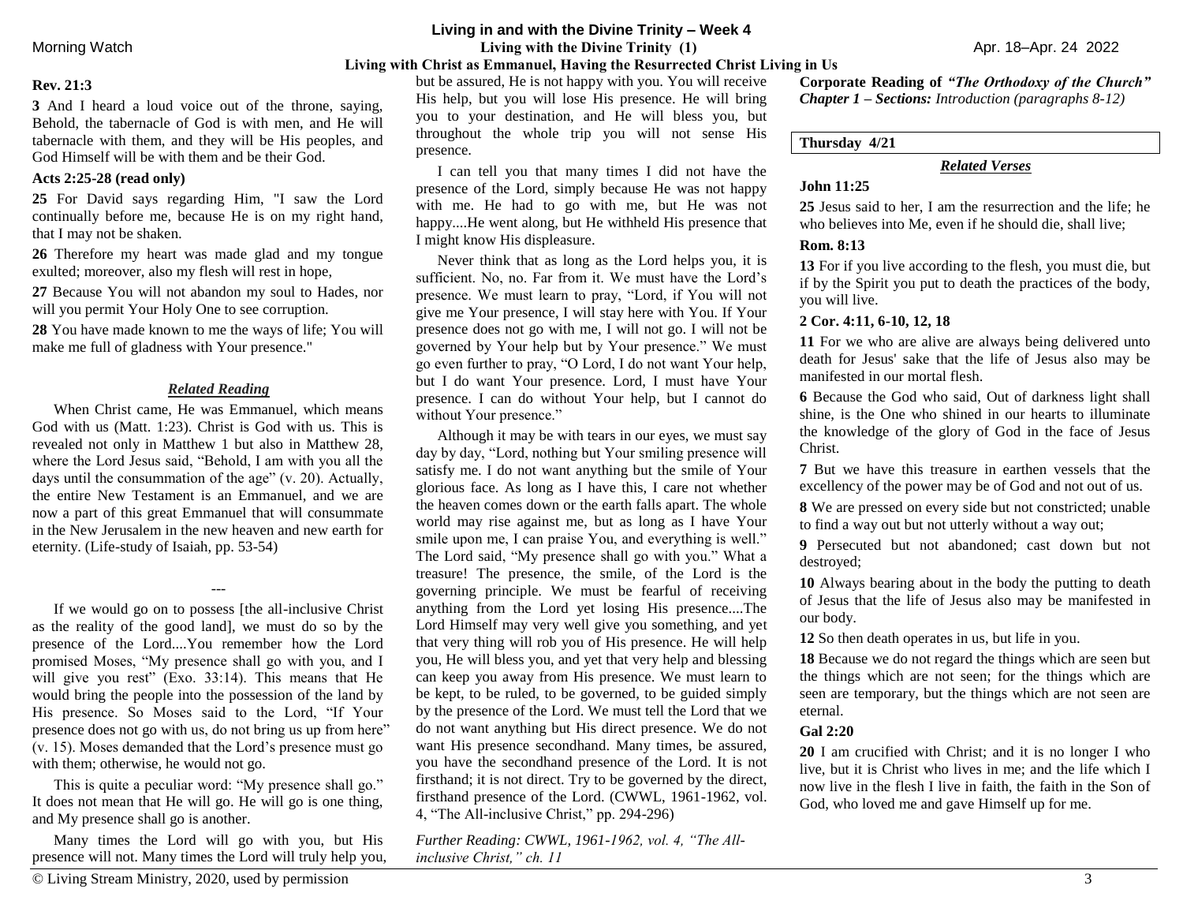# Living in and with the Divine Trinity – Week 4

## Living with the Divine Trinity (1)

### Living with Christ as Emmanuel, Having the Resurrected Christ Living in Us

Morning Watch — Apr. 18–Apr. 24 2022

**Rev. 21:3**

**3** And I heard a loud voice out of the throne, saying, Behold, the tabernacle of God is with men, and He will tabernacle with them, and they will be His peoples, and God Himself will be with them and be their God.

**Acts 2:25-28 (read only)**

**25** For David says regarding Him, "I saw the Lord continually before me, because He is on my right hand, that I may not be shaken.

**26** Therefore my heart was made glad and my tongue exulted; moreover, also my flesh will rest in hope,

**27** Because You will not abandon my soul to Hades, nor will you permit Your Holy One to see corruption.

**28** You have made known to me the ways of life; You will make me full of gladness with Your presence."

***Related Reading***

When Christ came, He was Emmanuel, which means God with us (Matt. 1:23). Christ is God with us. This is revealed not only in Matthew 1 but also in Matthew 28, where the Lord Jesus said, "Behold, I am with you all the days until the consummation of the age" (v. 20). Actually, the entire New Testament is an Emmanuel, and we are now a part of this great Emmanuel that will consummate in the New Jerusalem in the new heaven and new earth for eternity. (Life-study of Isaiah, pp. 53-54)

---

If we would go on to possess [the all-inclusive Christ as the reality of the good land], we must do so by the presence of the Lord....You remember how the Lord promised Moses, "My presence shall go with you, and I will give you rest" (Exo. 33:14). This means that He would bring the people into the possession of the land by His presence. So Moses said to the Lord, "If Your presence does not go with us, do not bring us up from here" (v. 15). Moses demanded that the Lord's presence must go with them; otherwise, he would not go.

This is quite a peculiar word: "My presence shall go." It does not mean that He will go. He will go is one thing, and My presence shall go is another.

Many times the Lord will go with you, but His presence will not. Many times the Lord will truly help you, but be assured, He is not happy with you. You will receive His help, but you will lose His presence. He will bring you to your destination, and He will bless you, but throughout the whole trip you will not sense His presence.

I can tell you that many times I did not have the presence of the Lord, simply because He was not happy with me. He had to go with me, but He was not happy....He went along, but He withheld His presence that I might know His displeasure.

Never think that as long as the Lord helps you, it is sufficient. No, no. Far from it. We must have the Lord's presence. We must learn to pray, "Lord, if You will not give me Your presence, I will stay here with You. If Your presence does not go with me, I will not go. I will not be governed by Your help but by Your presence." We must go even further to pray, "O Lord, I do not want Your help, but I do want Your presence. Lord, I must have Your presence. I can do without Your help, but I cannot do without Your presence."

Although it may be with tears in our eyes, we must say day by day, "Lord, nothing but Your smiling presence will satisfy me. I do not want anything but the smile of Your glorious face. As long as I have this, I care not whether the heaven comes down or the earth falls apart. The whole world may rise against me, but as long as I have Your smile upon me, I can praise You, and everything is well." The Lord said, "My presence shall go with you." What a treasure! The presence, the smile, of the Lord is the governing principle. We must be fearful of receiving anything from the Lord yet losing His presence....The Lord Himself may very well give you something, and yet that very thing will rob you of His presence. He will help you, He will bless you, and yet that very help and blessing can keep you away from His presence. We must learn to be kept, to be ruled, to be governed, to be guided simply by the presence of the Lord. We must tell the Lord that we do not want anything but His direct presence. We do not want His presence secondhand. Many times, be assured, you have the secondhand presence of the Lord. It is not firsthand; it is not direct. Try to be governed by the direct, firsthand presence of the Lord. (CWWL, 1961-1962, vol. 4, "The All-inclusive Christ," pp. 294-296)

*Further Reading: CWWL, 1961-1962, vol. 4, "The All-inclusive Christ," ch. 11*

**Corporate Reading of *"The Orthodoxy of the Church"***
***Chapter 1 – Sections:** Introduction (paragraphs 8-12)*

**Thursday 4/21**

***Related Verses***

**John 11:25**

**25** Jesus said to her, I am the resurrection and the life; he who believes into Me, even if he should die, shall live;

**Rom. 8:13**

**13** For if you live according to the flesh, you must die, but if by the Spirit you put to death the practices of the body, you will live.

**2 Cor. 4:11, 6-10, 12, 18**

**11** For we who are alive are always being delivered unto death for Jesus' sake that the life of Jesus also may be manifested in our mortal flesh.

**6** Because the God who said, Out of darkness light shall shine, is the One who shined in our hearts to illuminate the knowledge of the glory of God in the face of Jesus Christ.

**7** But we have this treasure in earthen vessels that the excellency of the power may be of God and not out of us.

**8** We are pressed on every side but not constricted; unable to find a way out but not utterly without a way out;

**9** Persecuted but not abandoned; cast down but not destroyed;

**10** Always bearing about in the body the putting to death of Jesus that the life of Jesus also may be manifested in our body.

**12** So then death operates in us, but life in you.

**18** Because we do not regard the things which are seen but the things which are not seen; for the things which are seen are temporary, but the things which are not seen are eternal.

**Gal 2:20**

**20** I am crucified with Christ; and it is no longer I who live, but it is Christ who lives in me; and the life which I now live in the flesh I live in faith, the faith in the Son of God, who loved me and gave Himself up for me.

© Living Stream Ministry, 2020, used by permission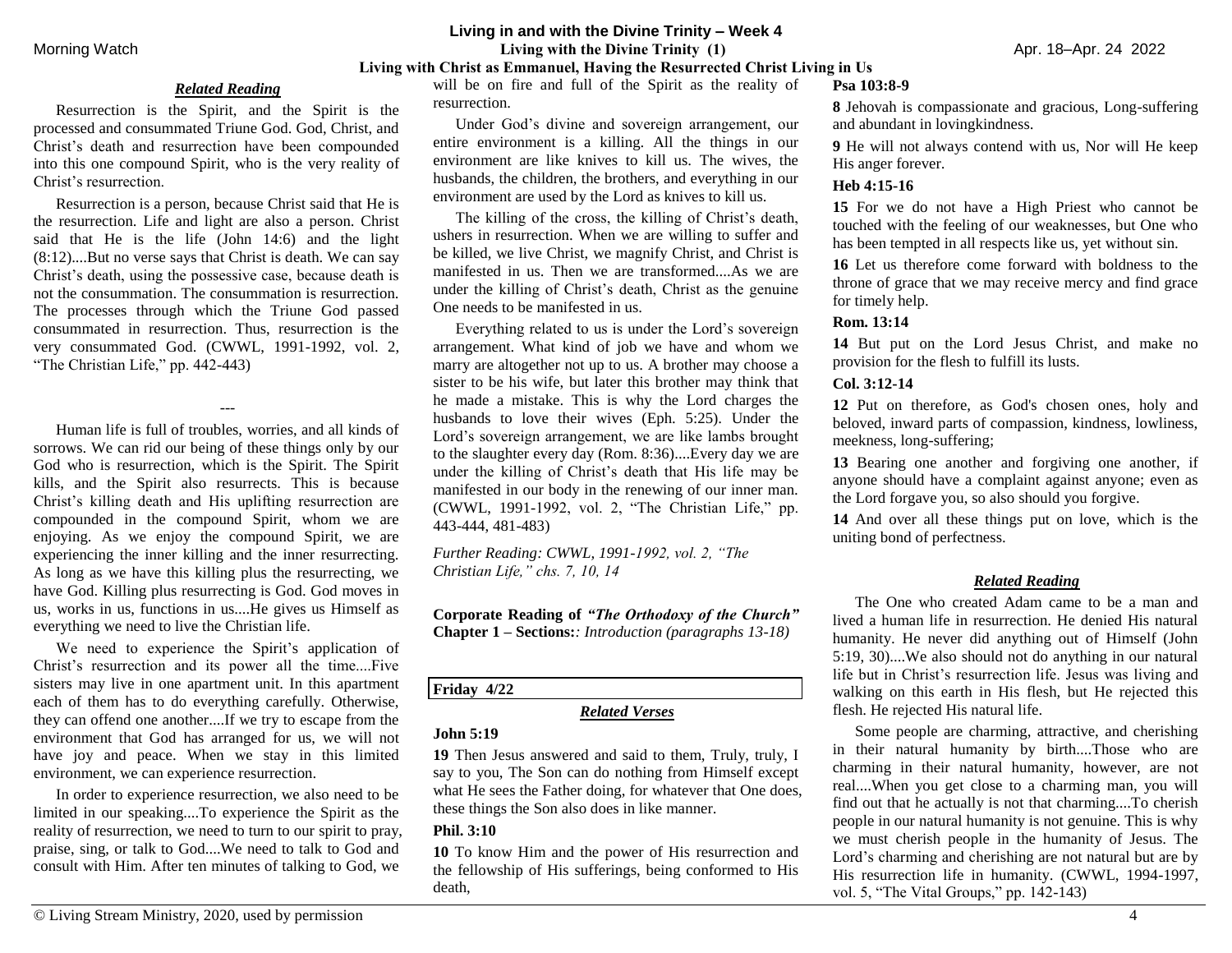# Living in and with the Divine Trinity – Week 4

## Living with the Divine Trinity (1)

### Living with Christ as Emmanuel, Having the Resurrected Christ Living in Us

Morning Watch — Apr. 18–Apr. 24 2022

#### *Related Reading*

Resurrection is the Spirit, and the Spirit is the processed and consummated Triune God. God, Christ, and Christ's death and resurrection have been compounded into this one compound Spirit, who is the very reality of Christ's resurrection.

Resurrection is a person, because Christ said that He is the resurrection. Life and light are also a person. Christ said that He is the life (John 14:6) and the light (8:12)....But no verse says that Christ is death. We can say Christ's death, using the possessive case, because death is not the consummation. The consummation is resurrection. The processes through which the Triune God passed consummated in resurrection. Thus, resurrection is the very consummated God. (CWWL, 1991-1992, vol. 2, "The Christian Life," pp. 442-443)

---

Human life is full of troubles, worries, and all kinds of sorrows. We can rid our being of these things only by our God who is resurrection, which is the Spirit. The Spirit kills, and the Spirit also resurrects. This is because Christ's killing death and His uplifting resurrection are compounded in the compound Spirit, whom we are enjoying. As we enjoy the compound Spirit, we are experiencing the inner killing and the inner resurrecting. As long as we have this killing plus the resurrecting, we have God. Killing plus resurrecting is God. God moves in us, works in us, functions in us....He gives us Himself as everything we need to live the Christian life.

We need to experience the Spirit's application of Christ's resurrection and its power all the time....Five sisters may live in one apartment unit. In this apartment each of them has to do everything carefully. Otherwise, they can offend one another....If we try to escape from the environment that God has arranged for us, we will not have joy and peace. When we stay in this limited environment, we can experience resurrection.

In order to experience resurrection, we also need to be limited in our speaking....To experience the Spirit as the reality of resurrection, we need to turn to our spirit to pray, praise, sing, or talk to God....We need to talk to God and consult with Him. After ten minutes of talking to God, we will be on fire and full of the Spirit as the reality of resurrection.

Under God's divine and sovereign arrangement, our entire environment is a killing. All the things in our environment are like knives to kill us. The wives, the husbands, the children, the brothers, and everything in our environment are used by the Lord as knives to kill us.

The killing of the cross, the killing of Christ's death, ushers in resurrection. When we are willing to suffer and be killed, we live Christ, we magnify Christ, and Christ is manifested in us. Then we are transformed....As we are under the killing of Christ's death, Christ as the genuine One needs to be manifested in us.

Everything related to us is under the Lord's sovereign arrangement. What kind of job we have and whom we marry are altogether not up to us. A brother may choose a sister to be his wife, but later this brother may think that he made a mistake. This is why the Lord charges the husbands to love their wives (Eph. 5:25). Under the Lord's sovereign arrangement, we are like lambs brought to the slaughter every day (Rom. 8:36)....Every day we are under the killing of Christ's death that His life may be manifested in our body in the renewing of our inner man. (CWWL, 1991-1992, vol. 2, "The Christian Life," pp. 443-444, 481-483)

*Further Reading: CWWL, 1991-1992, vol. 2, "The Christian Life," chs. 7, 10, 14*

**Corporate Reading of *"The Orthodoxy of the Church"* Chapter 1 – Sections:***: Introduction (paragraphs 13-18)*

---

**Friday 4/22**

#### *Related Verses*

**John 5:19**

**19** Then Jesus answered and said to them, Truly, truly, I say to you, The Son can do nothing from Himself except what He sees the Father doing, for whatever that One does, these things the Son also does in like manner.

**Phil. 3:10**

**10** To know Him and the power of His resurrection and the fellowship of His sufferings, being conformed to His death,

**Psa 103:8-9**

**8** Jehovah is compassionate and gracious, Long-suffering and abundant in lovingkindness.

**9** He will not always contend with us, Nor will He keep His anger forever.

**Heb 4:15-16**

**15** For we do not have a High Priest who cannot be touched with the feeling of our weaknesses, but One who has been tempted in all respects like us, yet without sin.

**16** Let us therefore come forward with boldness to the throne of grace that we may receive mercy and find grace for timely help.

**Rom. 13:14**

**14** But put on the Lord Jesus Christ, and make no provision for the flesh to fulfill its lusts.

**Col. 3:12-14**

**12** Put on therefore, as God's chosen ones, holy and beloved, inward parts of compassion, kindness, lowliness, meekness, long-suffering;

**13** Bearing one another and forgiving one another, if anyone should have a complaint against anyone; even as the Lord forgave you, so also should you forgive.

**14** And over all these things put on love, which is the uniting bond of perfectness.

#### *Related Reading*

The One who created Adam came to be a man and lived a human life in resurrection. He denied His natural humanity. He never did anything out of Himself (John 5:19, 30)....We also should not do anything in our natural life but in Christ's resurrection life. Jesus was living and walking on this earth in His flesh, but He rejected this flesh. He rejected His natural life.

Some people are charming, attractive, and cherishing in their natural humanity by birth....Those who are charming in their natural humanity, however, are not real....When you get close to a charming man, you will find out that he actually is not that charming....To cherish people in our natural humanity is not genuine. This is why we must cherish people in the humanity of Jesus. The Lord's charming and cherishing are not natural but are by His resurrection life in humanity. (CWWL, 1994-1997, vol. 5, "The Vital Groups," pp. 142-143)

© Living Stream Ministry, 2020, used by permission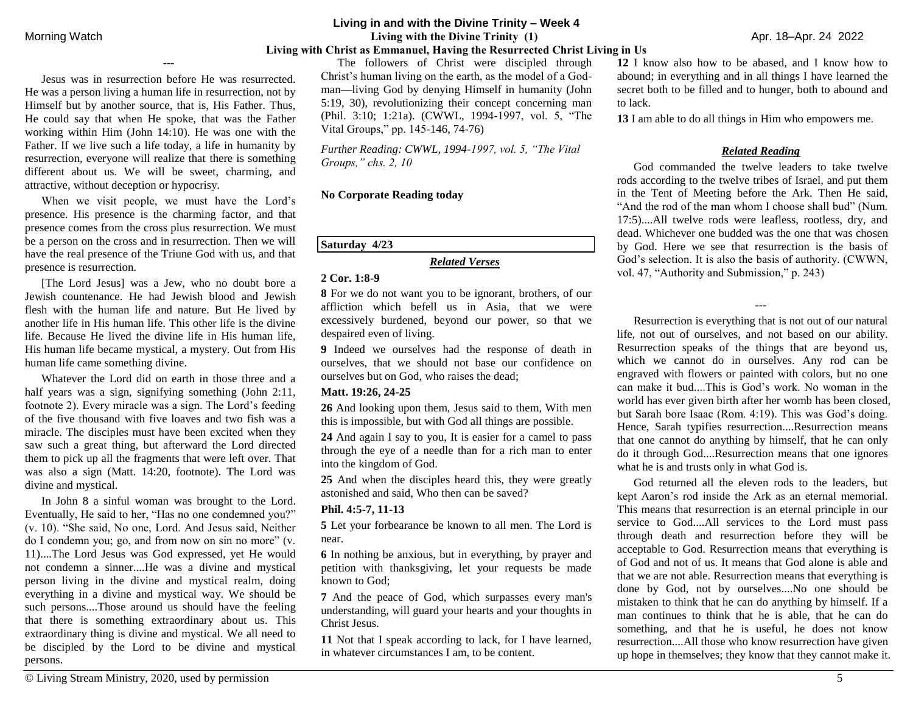---

Jesus was in resurrection before He was resurrected. He was a person living a human life in resurrection, not by Himself but by another source, that is, His Father. Thus, He could say that when He spoke, that was the Father working within Him (John 14:10). He was one with the Father. If we live such a life today, a life in humanity by resurrection, everyone will realize that there is something different about us. We will be sweet, charming, and attractive, without deception or hypocrisy.

When we visit people, we must have the Lord's presence. His presence is the charming factor, and that presence comes from the cross plus resurrection. We must be a person on the cross and in resurrection. Then we will have the real presence of the Triune God with us, and that presence is resurrection.

[The Lord Jesus] was a Jew, who no doubt bore a Jewish countenance. He had Jewish blood and Jewish flesh with the human life and nature. But He lived by another life in His human life. This other life is the divine life. Because He lived the divine life in His human life, His human life became mystical, a mystery. Out from His human life came something divine.

Whatever the Lord did on earth in those three and a half years was a sign, signifying something (John 2:11, footnote 2). Every miracle was a sign. The Lord's feeding of the five thousand with five loaves and two fish was a miracle. The disciples must have been excited when they saw such a great thing, but afterward the Lord directed them to pick up all the fragments that were left over. That was also a sign (Matt. 14:20, footnote). The Lord was divine and mystical.

In John 8 a sinful woman was brought to the Lord. Eventually, He said to her, "Has no one condemned you?" (v. 10). "She said, No one, Lord. And Jesus said, Neither do I condemn you; go, and from now on sin no more" (v. 11)....The Lord Jesus was God expressed, yet He would not condemn a sinner....He was a divine and mystical person living in the divine and mystical realm, doing everything in a divine and mystical way. We should be such persons....Those around us should have the feeling that there is something extraordinary about us. This extraordinary thing is divine and mystical. We all need to be discipled by the Lord to be divine and mystical persons.

The followers of Christ were discipled through Christ's human living on the earth, as the model of a God-man—living God by denying Himself in humanity (John 5:19, 30), revolutionizing their concept concerning man (Phil. 3:10; 1:21a). (CWWL, 1994-1997, vol. 5, "The Vital Groups," pp. 145-146, 74-76)

*Further Reading: CWWL, 1994-1997, vol. 5, "The Vital Groups," chs. 2, 10*

**No Corporate Reading today**

**Saturday 4/23**

***Related Verses***

**2 Cor. 1:8-9**

**8** For we do not want you to be ignorant, brothers, of our affliction which befell us in Asia, that we were excessively burdened, beyond our power, so that we despaired even of living.

**9** Indeed we ourselves had the response of death in ourselves, that we should not base our confidence on ourselves but on God, who raises the dead;

**Matt. 19:26, 24-25**

**26** And looking upon them, Jesus said to them, With men this is impossible, but with God all things are possible.

**24** And again I say to you, It is easier for a camel to pass through the eye of a needle than for a rich man to enter into the kingdom of God.

**25** And when the disciples heard this, they were greatly astonished and said, Who then can be saved?

**Phil. 4:5-7, 11-13**

**5** Let your forbearance be known to all men. The Lord is near.

**6** In nothing be anxious, but in everything, by prayer and petition with thanksgiving, let your requests be made known to God;

**7** And the peace of God, which surpasses every man's understanding, will guard your hearts and your thoughts in Christ Jesus.

**11** Not that I speak according to lack, for I have learned, in whatever circumstances I am, to be content.

**12** I know also how to be abased, and I know how to abound; in everything and in all things I have learned the secret both to be filled and to hunger, both to abound and to lack.

**13** I am able to do all things in Him who empowers me.

***Related Reading***

God commanded the twelve leaders to take twelve rods according to the twelve tribes of Israel, and put them in the Tent of Meeting before the Ark. Then He said, "And the rod of the man whom I choose shall bud" (Num. 17:5)....All twelve rods were leafless, rootless, dry, and dead. Whichever one budded was the one that was chosen by God. Here we see that resurrection is the basis of God's selection. It is also the basis of authority. (CWWN, vol. 47, "Authority and Submission," p. 243)

---

Resurrection is everything that is not out of our natural life, not out of ourselves, and not based on our ability. Resurrection speaks of the things that are beyond us, which we cannot do in ourselves. Any rod can be engraved with flowers or painted with colors, but no one can make it bud....This is God's work. No woman in the world has ever given birth after her womb has been closed, but Sarah bore Isaac (Rom. 4:19). This was God's doing. Hence, Sarah typifies resurrection....Resurrection means that one cannot do anything by himself, that he can only do it through God....Resurrection means that one ignores what he is and trusts only in what God is.

God returned all the eleven rods to the leaders, but kept Aaron's rod inside the Ark as an eternal memorial. This means that resurrection is an eternal principle in our service to God....All services to the Lord must pass through death and resurrection before they will be acceptable to God. Resurrection means that everything is of God and not of us. It means that God alone is able and that we are not able. Resurrection means that everything is done by God, not by ourselves....No one should be mistaken to think that he can do anything by himself. If a man continues to think that he is able, that he can do something, and that he is useful, he does not know resurrection....All those who know resurrection have given up hope in themselves; they know that they cannot make it.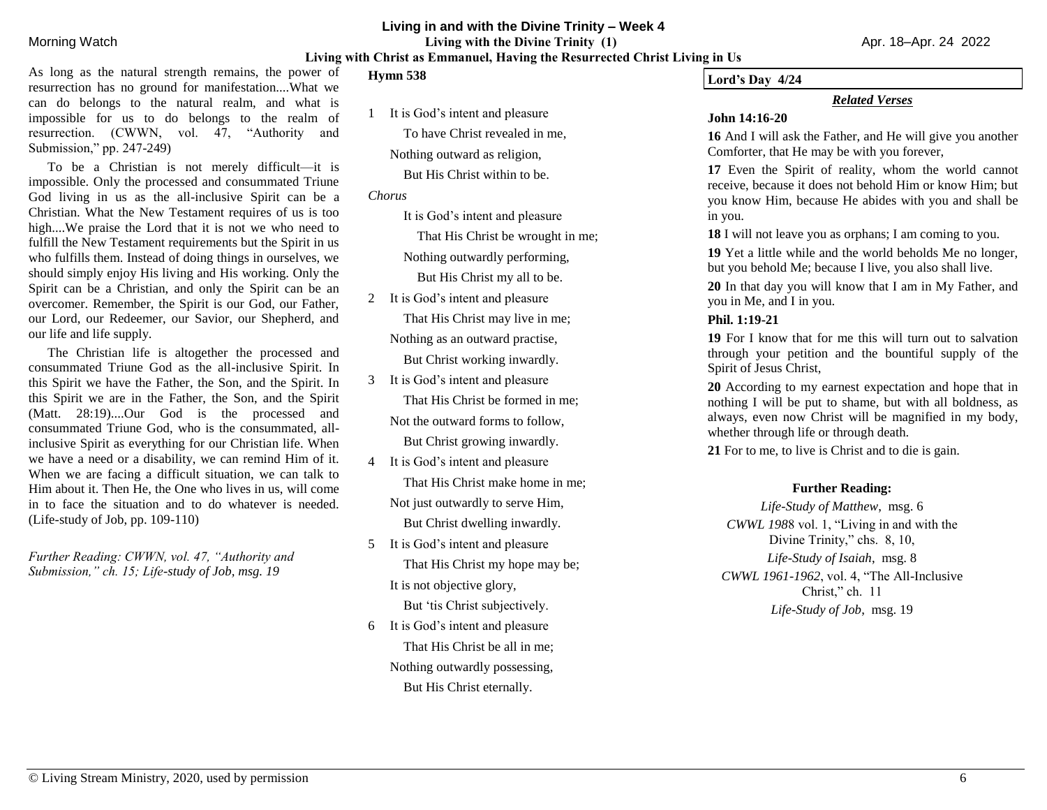As long as the natural strength remains, the power of resurrection has no ground for manifestation....What we can do belongs to the natural realm, and what is impossible for us to do belongs to the realm of resurrection. (CWWN, vol. 47, "Authority and Submission," pp. 247-249)

To be a Christian is not merely difficult—it is impossible. Only the processed and consummated Triune God living in us as the all-inclusive Spirit can be a Christian. What the New Testament requires of us is too high....We praise the Lord that it is not we who need to fulfill the New Testament requirements but the Spirit in us who fulfills them. Instead of doing things in ourselves, we should simply enjoy His living and His working. Only the Spirit can be a Christian, and only the Spirit can be an overcomer. Remember, the Spirit is our God, our Father, our Lord, our Redeemer, our Savior, our Shepherd, and our life and life supply.

The Christian life is altogether the processed and consummated Triune God as the all-inclusive Spirit. In this Spirit we have the Father, the Son, and the Spirit. In this Spirit we are in the Father, the Son, and the Spirit (Matt. 28:19)....Our God is the processed and consummated Triune God, who is the consummated, all-inclusive Spirit as everything for our Christian life. When we have a need or a disability, we can remind Him of it. When we are facing a difficult situation, we can talk to Him about it. Then He, the One who lives in us, will come in to face the situation and to do whatever is needed. (Life-study of Job, pp. 109-110)

*Further Reading: CWWN, vol. 47, "Authority and Submission," ch. 15; Life-study of Job, msg. 19*

**Hymn 538**

1 It is God's intent and pleasure
To have Christ revealed in me,
Nothing outward as religion,
But His Christ within to be.

*Chorus*

It is God's intent and pleasure
That His Christ be wrought in me;
Nothing outwardly performing,
But His Christ my all to be.

2 It is God's intent and pleasure
That His Christ may live in me;
Nothing as an outward practise,
But Christ working inwardly.

3 It is God's intent and pleasure
That His Christ be formed in me;
Not the outward forms to follow,
But Christ growing inwardly.

4 It is God's intent and pleasure
That His Christ make home in me;
Not just outwardly to serve Him,
But Christ dwelling inwardly.

5 It is God's intent and pleasure
That His Christ my hope may be;
It is not objective glory,
But 'tis Christ subjectively.

6 It is God's intent and pleasure
That His Christ be all in me;
Nothing outwardly possessing,
But His Christ eternally.

**Lord's Day 4/24**

***Related Verses***

**John 14:16-20**

**16** And I will ask the Father, and He will give you another Comforter, that He may be with you forever,

**17** Even the Spirit of reality, whom the world cannot receive, because it does not behold Him or know Him; but you know Him, because He abides with you and shall be in you.

**18** I will not leave you as orphans; I am coming to you.

**19** Yet a little while and the world beholds Me no longer, but you behold Me; because I live, you also shall live.

**20** In that day you will know that I am in My Father, and you in Me, and I in you.

**Phil. 1:19-21**

**19** For I know that for me this will turn out to salvation through your petition and the bountiful supply of the Spirit of Jesus Christ,

**20** According to my earnest expectation and hope that in nothing I will be put to shame, but with all boldness, as always, even now Christ will be magnified in my body, whether through life or through death.

**21** For to me, to live is Christ and to die is gain.

**Further Reading:**

*Life-Study of Matthew*, msg. 6

*CWWL 1988* vol. 1, "Living in and with the Divine Trinity," chs. 8, 10,

*Life-Study of Isaiah*, msg. 8

*CWWL 1961-1962*, vol. 4, "The All-Inclusive Christ," ch. 11

*Life-Study of Job*, msg. 19